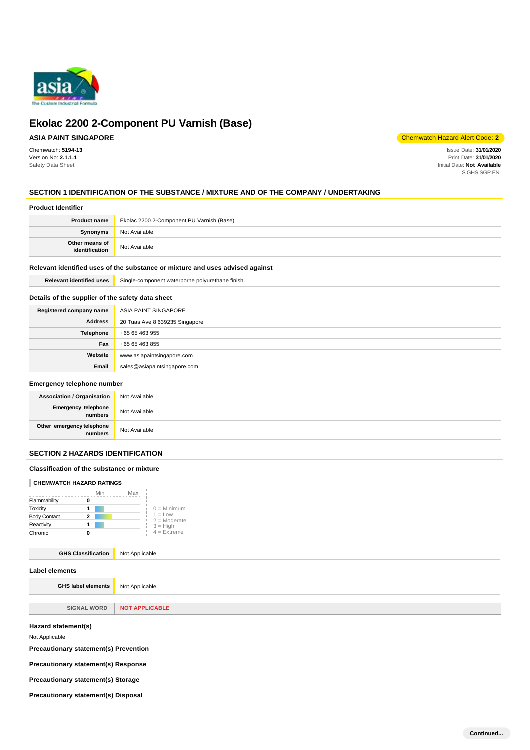# Ekolac 2200 2-Component PU Varnish (Base)

**ASIA PAINT SINGAPORE**

Chemwatch Hazard Alert Code: **2**

Chemwatch: **5194-13**
Version No: **2.1.1.1**
Safety Data Sheet

Issue Date: **31/01/2020**
Print Date: **31/01/2020**
Initial Date: **Not Available**
S.GHS.SGP.EN

## SECTION 1 IDENTIFICATION OF THE SUBSTANCE / MIXTURE AND OF THE COMPANY / UNDERTAKING

### Product Identifier

| | |
|---|---|
| **Product name** | Ekolac 2200 2-Component PU Varnish (Base) |
| **Synonyms** | Not Available |
| **Other means of identification** | Not Available |

### Relevant identified uses of the substance or mixture and uses advised against

| | |
|---|---|
| **Relevant identified uses** | Single-component waterborne polyurethane finish. |

### Details of the supplier of the safety data sheet

| | |
|---|---|
| **Registered company name** | ASIA PAINT SINGAPORE |
| **Address** | 20 Tuas Ave 8 639235 Singapore |
| **Telephone** | +65 65 463 955 |
| **Fax** | +65 65 463 855 |
| **Website** | www.asiapaintsingapore.com |
| **Email** | sales@asiapaintsingapore.com |

### Emergency telephone number

| | |
|---|---|
| **Association / Organisation** | Not Available |
| **Emergency telephone numbers** | Not Available |
| **Other emergency telephone numbers** | Not Available |

## SECTION 2 HAZARDS IDENTIFICATION

### Classification of the substance or mixture

**CHEMWATCH HAZARD RATINGS**

| | Rating |
|---|---|
| Flammability | 0 |
| Toxicity | 1 |
| Body Contact | 2 |
| Reactivity | 1 |
| Chronic | 0 |

0 = Minimum
1 = Low
2 = Moderate
3 = High
4 = Extreme

| | |
|---|---|
| **GHS Classification** | Not Applicable |

### Label elements

| | |
|---|---|
| **GHS label elements** | Not Applicable |
| **SIGNAL WORD** | **NOT APPLICABLE** |

### Hazard statement(s)

Not Applicable

### Precautionary statement(s) Prevention

### Precautionary statement(s) Response

### Precautionary statement(s) Storage

### Precautionary statement(s) Disposal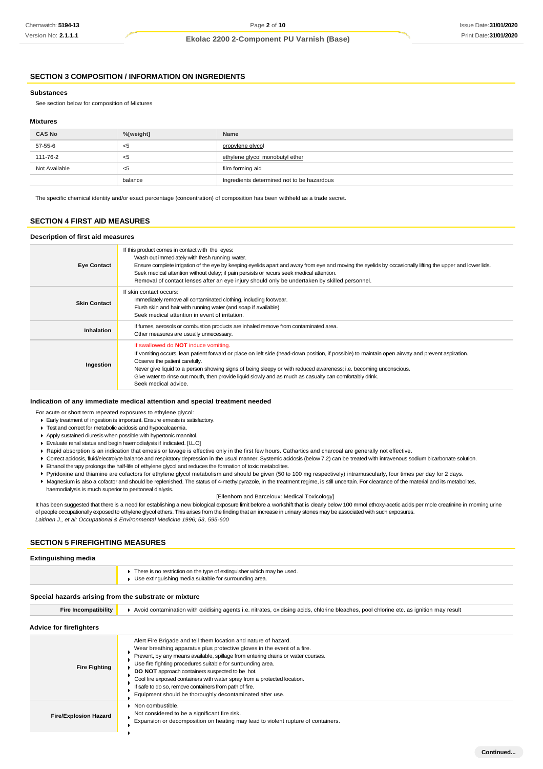## SECTION 3 COMPOSITION / INFORMATION ON INGREDIENTS

### Substances

See section below for composition of Mixtures

### Mixtures

| CAS No | %[weight] | Name |
|---|---|---|
| 57-55-6 | <5 | propylene glycol |
| 111-76-2 | <5 | ethylene glycol monobutyl ether |
| Not Available | <5 | film forming aid |
| | balance | Ingredients determined not to be hazardous |

The specific chemical identity and/or exact percentage (concentration) of composition has been withheld as a trade secret.

## SECTION 4 FIRST AID MEASURES

### Description of first aid measures

| | |
|---|---|
| **Eye Contact** | If this product comes in contact with the eyes: Wash out immediately with fresh running water. Ensure complete irrigation of the eye by keeping eyelids apart and away from eye and moving the eyelids by occasionally lifting the upper and lower lids. Seek medical attention without delay; if pain persists or recurs seek medical attention. Removal of contact lenses after an eye injury should only be undertaken by skilled personnel. |
| **Skin Contact** | If skin contact occurs: Immediately remove all contaminated clothing, including footwear. Flush skin and hair with running water (and soap if available). Seek medical attention in event of irritation. |
| **Inhalation** | If fumes, aerosols or combustion products are inhaled remove from contaminated area. Other measures are usually unnecessary. |
| **Ingestion** | If swallowed do **NOT** induce vomiting. If vomiting occurs, lean patient forward or place on left side (head-down position, if possible) to maintain open airway and prevent aspiration. Observe the patient carefully. Never give liquid to a person showing signs of being sleepy or with reduced awareness; i.e. becoming unconscious. Give water to rinse out mouth, then provide liquid slowly and as much as casualty can comfortably drink. Seek medical advice. |

### Indication of any immediate medical attention and special treatment needed

For acute or short term repeated exposures to ethylene glycol:

- Early treatment of ingestion is important. Ensure emesis is satisfactory.
- Test and correct for metabolic acidosis and hypocalcaemia.
- Apply sustained diuresis when possible with hypertonic mannitol.
- Evaluate renal status and begin haemodialysis if indicated. [I.L.O]
- Rapid absorption is an indication that emesis or lavage is effective only in the first few hours. Cathartics and charcoal are generally not effective.
- Correct acidosis, fluid/electrolyte balance and respiratory depression in the usual manner. Systemic acidosis (below 7.2) can be treated with intravenous sodium bicarbonate solution.
- Ethanol therapy prolongs the half-life of ethylene glycol and reduces the formation of toxic metabolites.
- Pyridoxine and thiamine are cofactors for ethylene glycol metabolism and should be given (50 to 100 mg respectively) intramuscularly, four times per day for 2 days.
- Magnesium is also a cofactor and should be replenished. The status of 4-methylpyrazole, in the treatment regime, is still uncertain. For clearance of the material and its metabolites, haemodialysis is much superior to peritoneal dialysis.

[Ellenhorn and Barceloux: Medical Toxicology]

It has been suggested that there is a need for establishing a new biological exposure limit before a workshift that is clearly below 100 mmol ethoxy-acetic acids per mole creatinine in morning urine of people occupationally exposed to ethylene glycol ethers. This arises from the finding that an increase in urinary stones may be associated with such exposures.

*Laitinen J., et al: Occupational & Environmental Medicine 1996; 53, 595-600*

## SECTION 5 FIREFIGHTING MEASURES

### Extinguishing media

- There is no restriction on the type of extinguisher which may be used.
- Use extinguishing media suitable for surrounding area.

### Special hazards arising from the substrate or mixture

| | |
|---|---|
| **Fire Incompatibility** | Avoid contamination with oxidising agents i.e. nitrates, oxidising acids, chlorine bleaches, pool chlorine etc. as ignition may result |

### Advice for firefighters

| | |
|---|---|
| **Fire Fighting** | Alert Fire Brigade and tell them location and nature of hazard. Wear breathing apparatus plus protective gloves in the event of a fire. Prevent, by any means available, spillage from entering drains or water courses. Use fire fighting procedures suitable for surrounding area. **DO NOT** approach containers suspected to be hot. Cool fire exposed containers with water spray from a protected location. If safe to do so, remove containers from path of fire. Equipment should be thoroughly decontaminated after use. |
| **Fire/Explosion Hazard** | Non combustible. Not considered to be a significant fire risk. Expansion or decomposition on heating may lead to violent rupture of containers. |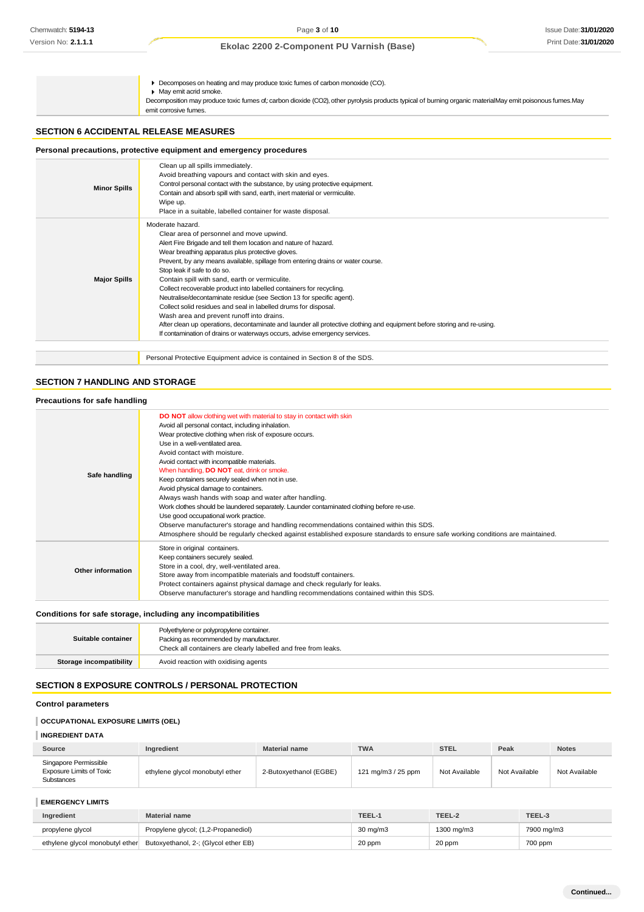| | |
|---|---|
| | ▸ Decomposes on heating and may produce toxic fumes of carbon monoxide (CO).<br>▸ May emit acrid smoke.<br>Decomposition may produce toxic fumes of; carbon dioxide (CO2), other pyrolysis products typical of burning organic materialMay emit poisonous fumes.May emit corrosive fumes. |

## SECTION 6 ACCIDENTAL RELEASE MEASURES

### Personal precautions, protective equipment and emergency procedures

| | |
|---|---|
| **Minor Spills** | Clean up all spills immediately.<br>Avoid breathing vapours and contact with skin and eyes.<br>Control personal contact with the substance, by using protective equipment.<br>Contain and absorb spill with sand, earth, inert material or vermiculite.<br>Wipe up.<br>Place in a suitable, labelled container for waste disposal. |
| **Major Spills** | Moderate hazard.<br>Clear area of personnel and move upwind.<br>Alert Fire Brigade and tell them location and nature of hazard.<br>Wear breathing apparatus plus protective gloves.<br>Prevent, by any means available, spillage from entering drains or water course.<br>Stop leak if safe to do so.<br>Contain spill with sand, earth or vermiculite.<br>Collect recoverable product into labelled containers for recycling.<br>Neutralise/decontaminate residue (see Section 13 for specific agent).<br>Collect solid residues and seal in labelled drums for disposal.<br>Wash area and prevent runoff into drains.<br>After clean up operations, decontaminate and launder all protective clothing and equipment before storing and re-using.<br>If contamination of drains or waterways occurs, advise emergency services. |

| | |
|---|---|
| | Personal Protective Equipment advice is contained in Section 8 of the SDS. |

## SECTION 7 HANDLING AND STORAGE

### Precautions for safe handling

| | |
|---|---|
| **Safe handling** | **DO NOT** allow clothing wet with material to stay in contact with skin<br>Avoid all personal contact, including inhalation.<br>Wear protective clothing when risk of exposure occurs.<br>Use in a well-ventilated area.<br>Avoid contact with moisture.<br>Avoid contact with incompatible materials.<br>When handling, **DO NOT** eat, drink or smoke.<br>Keep containers securely sealed when not in use.<br>Avoid physical damage to containers.<br>Always wash hands with soap and water after handling.<br>Work clothes should be laundered separately. Launder contaminated clothing before re-use.<br>Use good occupational work practice.<br>Observe manufacturer's storage and handling recommendations contained within this SDS.<br>Atmosphere should be regularly checked against established exposure standards to ensure safe working conditions are maintained. |
| **Other information** | Store in original containers.<br>Keep containers securely sealed.<br>Store in a cool, dry, well-ventilated area.<br>Store away from incompatible materials and foodstuff containers.<br>Protect containers against physical damage and check regularly for leaks.<br>Observe manufacturer's storage and handling recommendations contained within this SDS. |

### Conditions for safe storage, including any incompatibilities

| | |
|---|---|
| **Suitable container** | Polyethylene or polypropylene container.<br>Packing as recommended by manufacturer.<br>Check all containers are clearly labelled and free from leaks. |
| **Storage incompatibility** | Avoid reaction with oxidising agents |

## SECTION 8 EXPOSURE CONTROLS / PERSONAL PROTECTION

### Control parameters

#### OCCUPATIONAL EXPOSURE LIMITS (OEL)

#### INGREDIENT DATA

| Source | Ingredient | Material name | TWA | STEL | Peak | Notes |
|---|---|---|---|---|---|---|
| Singapore Permissible Exposure Limits of Toxic Substances | ethylene glycol monobutyl ether | 2-Butoxyethanol (EGBE) | 121 mg/m3 / 25 ppm | Not Available | Not Available | Not Available |

#### EMERGENCY LIMITS

| Ingredient | Material name | TEEL-1 | TEEL-2 | TEEL-3 |
|---|---|---|---|---|
| propylene glycol | Propylene glycol; (1,2-Propanediol) | 30 mg/m3 | 1300 mg/m3 | 7900 mg/m3 |
| ethylene glycol monobutyl ether | Butoxyethanol, 2-; (Glycol ether EB) | 20 ppm | 20 ppm | 700 ppm |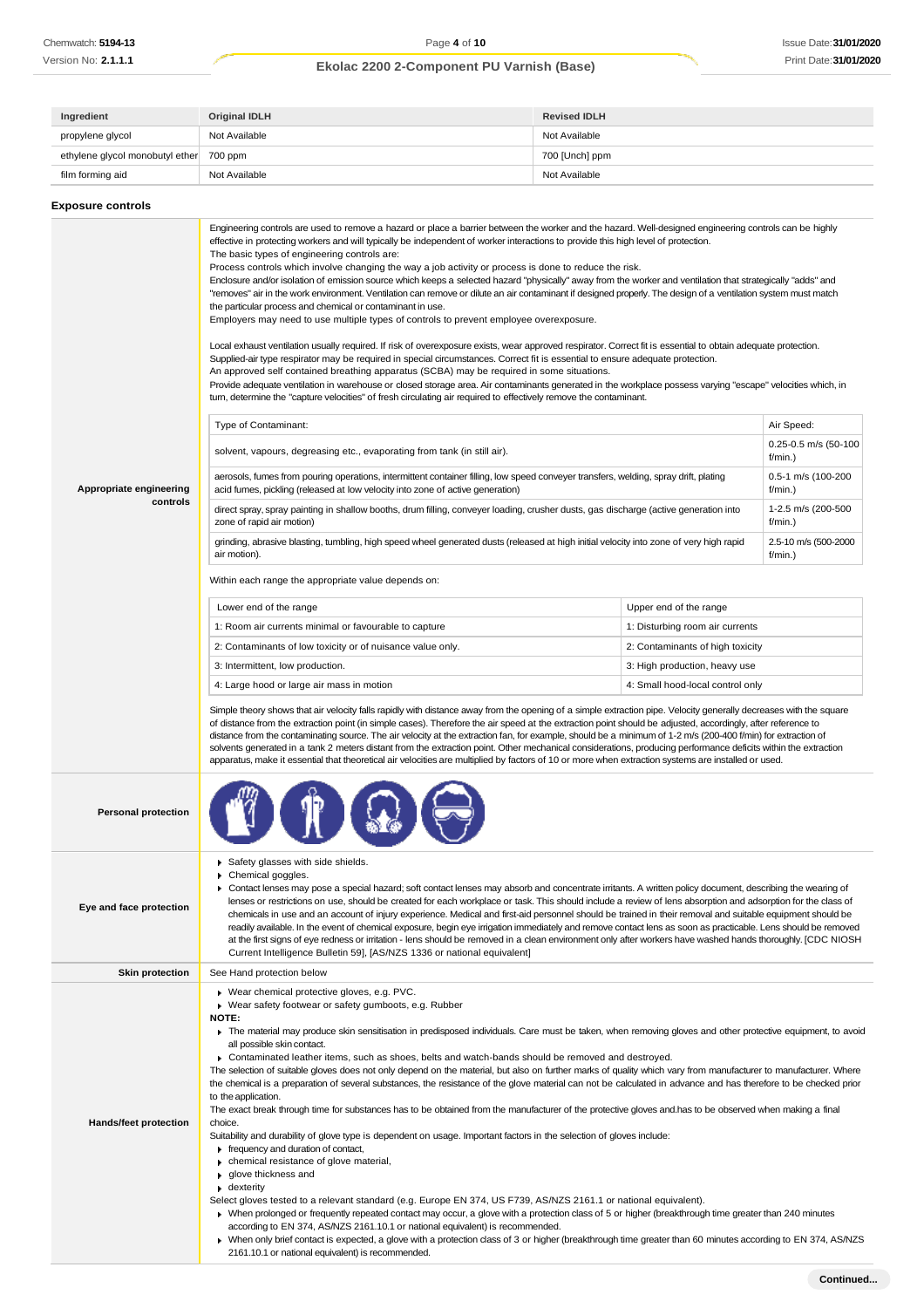| Ingredient | Original IDLH | Revised IDLH |
| --- | --- | --- |
| propylene glycol | Not Available | Not Available |
| ethylene glycol monobutyl ether | 700 ppm | 700 [Unch] ppm |
| film forming aid | Not Available | Not Available |

## Exposure controls

### Appropriate engineering controls

Engineering controls are used to remove a hazard or place a barrier between the worker and the hazard. Well-designed engineering controls can be highly effective in protecting workers and will typically be independent of worker interactions to provide this high level of protection.
The basic types of engineering controls are:
Process controls which involve changing the way a job activity or process is done to reduce the risk.
Enclosure and/or isolation of emission source which keeps a selected hazard "physically" away from the worker and ventilation that strategically "adds" and "removes" air in the work environment. Ventilation can remove or dilute an air contaminant if designed properly. The design of a ventilation system must match the particular process and chemical or contaminant in use.
Employers may need to use multiple types of controls to prevent employee overexposure.

Local exhaust ventilation usually required. If risk of overexposure exists, wear approved respirator. Correct fit is essential to obtain adequate protection.
Supplied-air type respirator may be required in special circumstances. Correct fit is essential to ensure adequate protection.
An approved self contained breathing apparatus (SCBA) may be required in some situations.
Provide adequate ventilation in warehouse or closed storage area. Air contaminants generated in the workplace possess varying "escape" velocities which, in turn, determine the "capture velocities" of fresh circulating air required to effectively remove the contaminant.

| Type of Contaminant: | Air Speed: |
| --- | --- |
| solvent, vapours, degreasing etc., evaporating from tank (in still air). | 0.25-0.5 m/s (50-100 f/min.) |
| aerosols, fumes from pouring operations, intermittent container filling, low speed conveyer transfers, welding, spray drift, plating acid fumes, pickling (released at low velocity into zone of active generation) | 0.5-1 m/s (100-200 f/min.) |
| direct spray, spray painting in shallow booths, drum filling, conveyer loading, crusher dusts, gas discharge (active generation into zone of rapid air motion) | 1-2.5 m/s (200-500 f/min.) |
| grinding, abrasive blasting, tumbling, high speed wheel generated dusts (released at high initial velocity into zone of very high rapid air motion). | 2.5-10 m/s (500-2000 f/min.) |

Within each range the appropriate value depends on:

| Lower end of the range | Upper end of the range |
| --- | --- |
| 1: Room air currents minimal or favourable to capture | 1: Disturbing room air currents |
| 2: Contaminants of low toxicity or of nuisance value only. | 2: Contaminants of high toxicity |
| 3: Intermittent, low production. | 3: High production, heavy use |
| 4: Large hood or large air mass in motion | 4: Small hood-local control only |

Simple theory shows that air velocity falls rapidly with distance away from the opening of a simple extraction pipe. Velocity generally decreases with the square of distance from the extraction point (in simple cases). Therefore the air speed at the extraction point should be adjusted, accordingly, after reference to distance from the contaminating source. The air velocity at the extraction fan, for example, should be a minimum of 1-2 m/s (200-400 f/min) for extraction of solvents generated in a tank 2 meters distant from the extraction point. Other mechanical considerations, producing performance deficits within the extraction apparatus, make it essential that theoretical air velocities are multiplied by factors of 10 or more when extraction systems are installed or used.

### Personal protection

### Eye and face protection

- Safety glasses with side shields.
- Chemical goggles.
- Contact lenses may pose a special hazard; soft contact lenses may absorb and concentrate irritants. A written policy document, describing the wearing of lenses or restrictions on use, should be created for each workplace or task. This should include a review of lens absorption and adsorption for the class of chemicals in use and an account of injury experience. Medical and first-aid personnel should be trained in their removal and suitable equipment should be readily available. In the event of chemical exposure, begin eye irrigation immediately and remove contact lens as soon as practicable. Lens should be removed at the first signs of eye redness or irritation - lens should be removed in a clean environment only after workers have washed hands thoroughly. [CDC NIOSH Current Intelligence Bulletin 59], [AS/NZS 1336 or national equivalent]

### Skin protection

See Hand protection below

### Hands/feet protection

- Wear chemical protective gloves, e.g. PVC.
- Wear safety footwear or safety gumboots, e.g. Rubber

**NOTE:**

- The material may produce skin sensitisation in predisposed individuals. Care must be taken, when removing gloves and other protective equipment, to avoid all possible skin contact.
- Contaminated leather items, such as shoes, belts and watch-bands should be removed and destroyed.

The selection of suitable gloves does not only depend on the material, but also on further marks of quality which vary from manufacturer to manufacturer. Where the chemical is a preparation of several substances, the resistance of the glove material can not be calculated in advance and has therefore to be checked prior to the application.
The exact break through time for substances has to be obtained from the manufacturer of the protective gloves and.has to be observed when making a final choice.
Suitability and durability of glove type is dependent on usage. Important factors in the selection of gloves include:

- frequency and duration of contact,
- chemical resistance of glove material,
- glove thickness and
- dexterity

Select gloves tested to a relevant standard (e.g. Europe EN 374, US F739, AS/NZS 2161.1 or national equivalent).

- When prolonged or frequently repeated contact may occur, a glove with a protection class of 5 or higher (breakthrough time greater than 240 minutes according to EN 374, AS/NZS 2161.10.1 or national equivalent) is recommended.
- When only brief contact is expected, a glove with a protection class of 3 or higher (breakthrough time greater than 60 minutes according to EN 374, AS/NZS 2161.10.1 or national equivalent) is recommended.

Continued...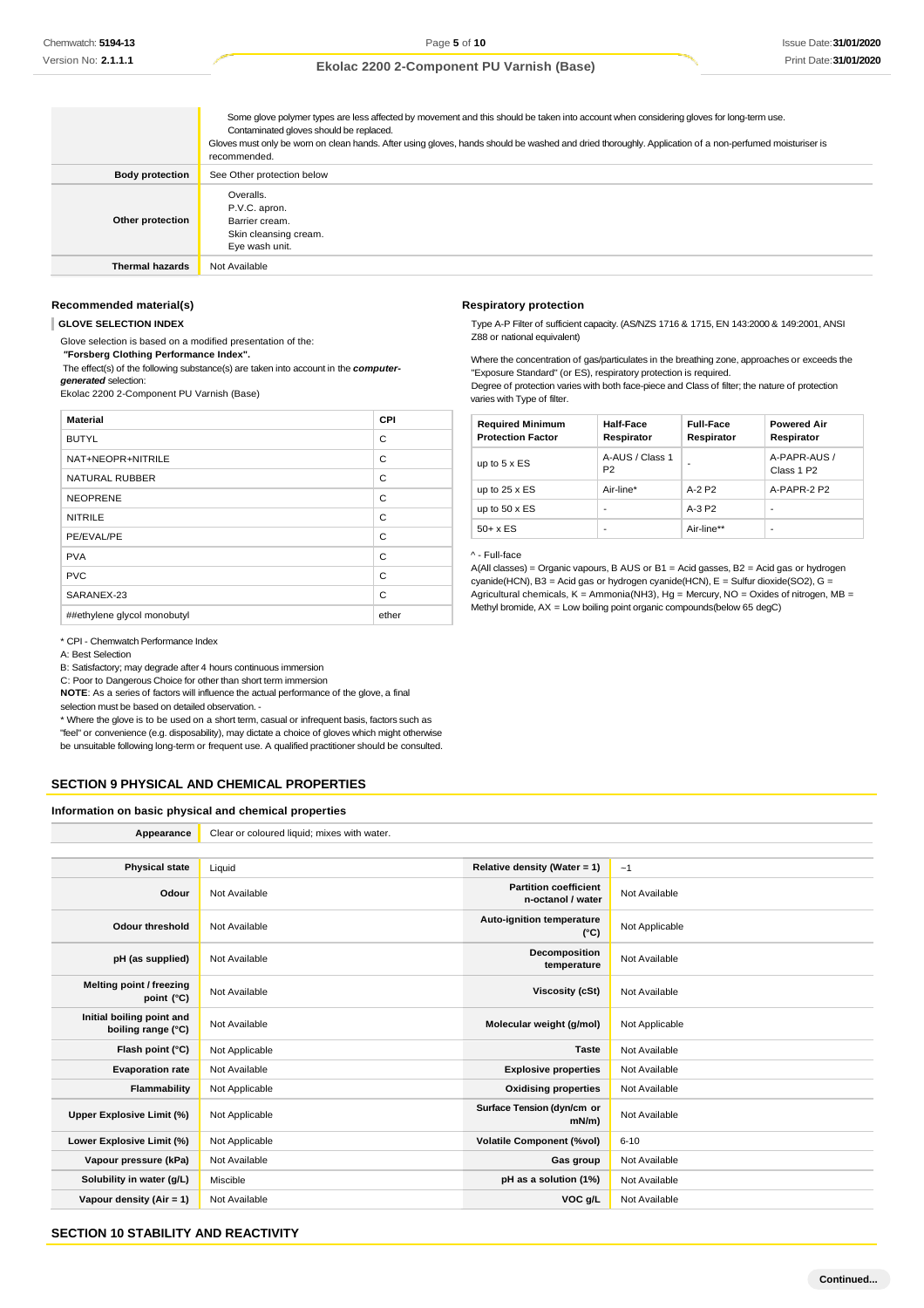|  |  |
| --- | --- |
|  | Some glove polymer types are less affected by movement and this should be taken into account when considering gloves for long-term use. Contaminated gloves should be replaced. Gloves must only be worn on clean hands. After using gloves, hands should be washed and dried thoroughly. Application of a non-perfumed moisturiser is recommended. |
| **Body protection** | See Other protection below |
| **Other protection** | Overalls. P.V.C. apron. Barrier cream. Skin cleansing cream. Eye wash unit. |
| **Thermal hazards** | Not Available |

### Recommended material(s)

**GLOVE SELECTION INDEX**

Glove selection is based on a modified presentation of the:
***"Forsberg Clothing Performance Index".***
The effect(s) of the following substance(s) are taken into account in the ***computer-generated*** selection:
Ekolac 2200 2-Component PU Varnish (Base)

| Material | CPI |
| --- | --- |
| BUTYL | C |
| NAT+NEOPR+NITRILE | C |
| NATURAL RUBBER | C |
| NEOPRENE | C |
| NITRILE | C |
| PE/EVAL/PE | C |
| PVA | C |
| PVC | C |
| SARANEX-23 | C |
| ##ethylene glycol monobutyl | ether |

* CPI - Chemwatch Performance Index
A: Best Selection
B: Satisfactory; may degrade after 4 hours continuous immersion
C: Poor to Dangerous Choice for other than short term immersion
**NOTE**: As a series of factors will influence the actual performance of the glove, a final selection must be based on detailed observation. -
* Where the glove is to be used on a short term, casual or infrequent basis, factors such as "feel" or convenience (e.g. disposability), may dictate a choice of gloves which might otherwise be unsuitable following long-term or frequent use. A qualified practitioner should be consulted.

### Respiratory protection

Type A-P Filter of sufficient capacity. (AS/NZS 1716 & 1715, EN 143:2000 & 149:2001, ANSI Z88 or national equivalent)

Where the concentration of gas/particulates in the breathing zone, approaches or exceeds the "Exposure Standard" (or ES), respiratory protection is required.
Degree of protection varies with both face-piece and Class of filter; the nature of protection varies with Type of filter.

| Required Minimum Protection Factor | Half-Face Respirator | Full-Face Respirator | Powered Air Respirator |
| --- | --- | --- | --- |
| up to 5 x ES | A-AUS / Class 1 P2 | - | A-PAPR-AUS / Class 1 P2 |
| up to 25 x ES | Air-line* | A-2 P2 | A-PAPR-2 P2 |
| up to 50 x ES | - | A-3 P2 | - |
| 50+ x ES | - | Air-line** | - |

^ - Full-face
A(All classes) = Organic vapours, B AUS or B1 = Acid gasses, B2 = Acid gas or hydrogen cyanide(HCN), B3 = Acid gas or hydrogen cyanide(HCN), E = Sulfur dioxide($SO_2$), G = Agricultural chemicals, K = Ammonia($NH_3$), Hg = Mercury, NO = Oxides of nitrogen, MB = Methyl bromide, AX = Low boiling point organic compounds(below 65 degC)

## SECTION 9 PHYSICAL AND CHEMICAL PROPERTIES

### Information on basic physical and chemical properties

| **Appearance** | Clear or coloured liquid; mixes with water. |  |  |
| --- | --- | --- | --- |
| **Physical state** | Liquid | **Relative density (Water = 1)** | ~1 |
| **Odour** | Not Available | **Partition coefficient n-octanol / water** | Not Available |
| **Odour threshold** | Not Available | **Auto-ignition temperature (°C)** | Not Applicable |
| **pH (as supplied)** | Not Available | **Decomposition temperature** | Not Available |
| **Melting point / freezing point (°C)** | Not Available | **Viscosity (cSt)** | Not Available |
| **Initial boiling point and boiling range (°C)** | Not Available | **Molecular weight (g/mol)** | Not Applicable |
| **Flash point (°C)** | Not Applicable | **Taste** | Not Available |
| **Evaporation rate** | Not Available | **Explosive properties** | Not Available |
| **Flammability** | Not Applicable | **Oxidising properties** | Not Available |
| **Upper Explosive Limit (%)** | Not Applicable | **Surface Tension (dyn/cm or mN/m)** | Not Available |
| **Lower Explosive Limit (%)** | Not Applicable | **Volatile Component (%vol)** | 6-10 |
| **Vapour pressure (kPa)** | Not Available | **Gas group** | Not Available |
| **Solubility in water (g/L)** | Miscible | **pH as a solution (1%)** | Not Available |
| **Vapour density (Air = 1)** | Not Available | **VOC g/L** | Not Available |

## SECTION 10 STABILITY AND REACTIVITY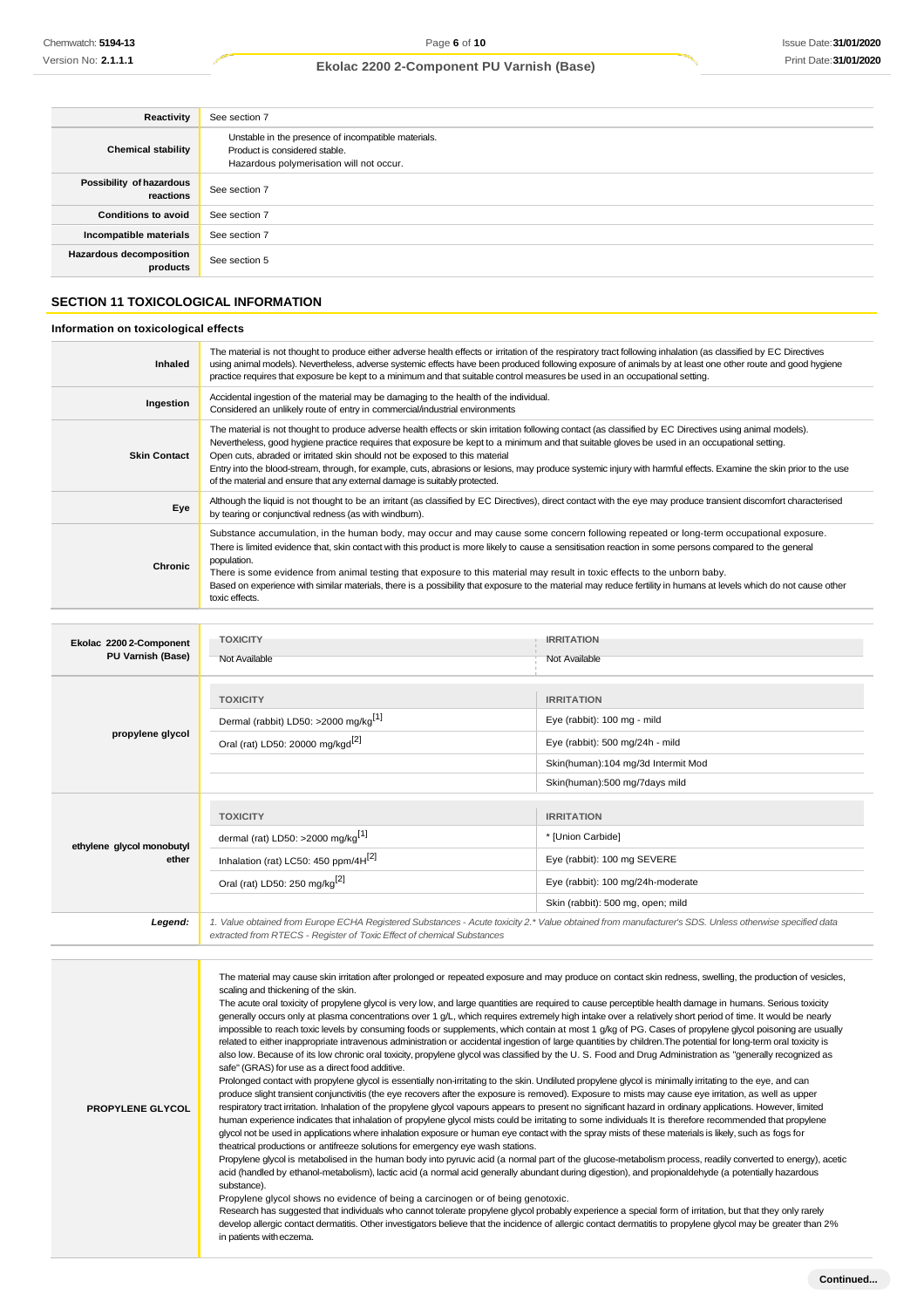| | |
|---|---|
| **Reactivity** | See section 7 |
| **Chemical stability** | Unstable in the presence of incompatible materials.<br>Product is considered stable.<br>Hazardous polymerisation will not occur. |
| **Possibility of hazardous reactions** | See section 7 |
| **Conditions to avoid** | See section 7 |
| **Incompatible materials** | See section 7 |
| **Hazardous decomposition products** | See section 5 |

## SECTION 11 TOXICOLOGICAL INFORMATION

### Information on toxicological effects

| | |
|---|---|
| **Inhaled** | The material is not thought to produce either adverse health effects or irritation of the respiratory tract following inhalation (as classified by EC Directives using animal models). Nevertheless, adverse systemic effects have been produced following exposure of animals by at least one other route and good hygiene practice requires that exposure be kept to a minimum and that suitable control measures be used in an occupational setting. |
| **Ingestion** | Accidental ingestion of the material may be damaging to the health of the individual.<br>Considered an unlikely route of entry in commercial/industrial environments |
| **Skin Contact** | The material is not thought to produce adverse health effects or skin irritation following contact (as classified by EC Directives using animal models). Nevertheless, good hygiene practice requires that exposure be kept to a minimum and that suitable gloves be used in an occupational setting.<br>Open cuts, abraded or irritated skin should not be exposed to this material<br>Entry into the blood-stream, through, for example, cuts, abrasions or lesions, may produce systemic injury with harmful effects. Examine the skin prior to the use of the material and ensure that any external damage is suitably protected. |
| **Eye** | Although the liquid is not thought to be an irritant (as classified by EC Directives), direct contact with the eye may produce transient discomfort characterised by tearing or conjunctival redness (as with windburn). |
| **Chronic** | Substance accumulation, in the human body, may occur and may cause some concern following repeated or long-term occupational exposure.<br>There is limited evidence that, skin contact with this product is more likely to cause a sensitisation reaction in some persons compared to the general population.<br>There is some evidence from animal testing that exposure to this material may result in toxic effects to the unborn baby.<br>Based on experience with similar materials, there is a possibility that exposure to the material may reduce fertility in humans at levels which do not cause other toxic effects. |

| | TOXICITY | IRRITATION |
|---|---|---|
| **Ekolac 2200 2-Component PU Varnish (Base)** | Not Available | Not Available |
| **propylene glycol** | TOXICITY | IRRITATION |
| | Dermal (rabbit) LD50: >2000 mg/kg[1] | Eye (rabbit): 100 mg - mild |
| | Oral (rat) LD50: 20000 mg/kgd[2] | Eye (rabbit): 500 mg/24h - mild |
| | | Skin(human):104 mg/3d Intermit Mod |
| | | Skin(human):500 mg/7days mild |
| **ethylene glycol monobutyl ether** | TOXICITY | IRRITATION |
| | dermal (rat) LD50: >2000 mg/kg[1] | * [Union Carbide] |
| | Inhalation (rat) LC50: 450 ppm/4H[2] | Eye (rabbit): 100 mg SEVERE |
| | Oral (rat) LD50: 250 mg/kg[2] | Eye (rabbit): 100 mg/24h-moderate |
| | | Skin (rabbit): 500 mg, open; mild |
| ***Legend:*** | *1. Value obtained from Europe ECHA Registered Substances - Acute toxicity 2.\* Value obtained from manufacturer's SDS. Unless otherwise specified data extracted from RTECS - Register of Toxic Effect of chemical Substances* | |

| | |
|---|---|
| **PROPYLENE GLYCOL** | The material may cause skin irritation after prolonged or repeated exposure and may produce on contact skin redness, swelling, the production of vesicles, scaling and thickening of the skin.<br>The acute oral toxicity of propylene glycol is very low, and large quantities are required to cause perceptible health damage in humans. Serious toxicity generally occurs only at plasma concentrations over 1 g/L, which requires extremely high intake over a relatively short period of time. It would be nearly impossible to reach toxic levels by consuming foods or supplements, which contain at most 1 g/kg of PG. Cases of propylene glycol poisoning are usually related to either inappropriate intravenous administration or accidental ingestion of large quantities by children.The potential for long-term oral toxicity is also low. Because of its low chronic oral toxicity, propylene glycol was classified by the U. S. Food and Drug Administration as "generally recognized as safe" (GRAS) for use as a direct food additive.<br>Prolonged contact with propylene glycol is essentially non-irritating to the skin. Undiluted propylene glycol is minimally irritating to the eye, and can produce slight transient conjunctivitis (the eye recovers after the exposure is removed). Exposure to mists may cause eye irritation, as well as upper respiratory tract irritation. Inhalation of the propylene glycol vapours appears to present no significant hazard in ordinary applications. However, limited human experience indicates that inhalation of propylene glycol mists could be irritating to some individuals It is therefore recommended that propylene glycol not be used in applications where inhalation exposure or human eye contact with the spray mists of these materials is likely, such as fogs for theatrical productions or antifreeze solutions for emergency eye wash stations.<br>Propylene glycol is metabolised in the human body into pyruvic acid (a normal part of the glucose-metabolism process, readily converted to energy), acetic acid (handled by ethanol-metabolism), lactic acid (a normal acid generally abundant during digestion), and propionaldehyde (a potentially hazardous substance).<br>Propylene glycol shows no evidence of being a carcinogen or of being genotoxic.<br>Research has suggested that individuals who cannot tolerate propylene glycol probably experience a special form of irritation, but that they only rarely develop allergic contact dermatitis. Other investigators believe that the incidence of allergic contact dermatitis to propylene glycol may be greater than 2% in patients with eczema. |

**Continued...**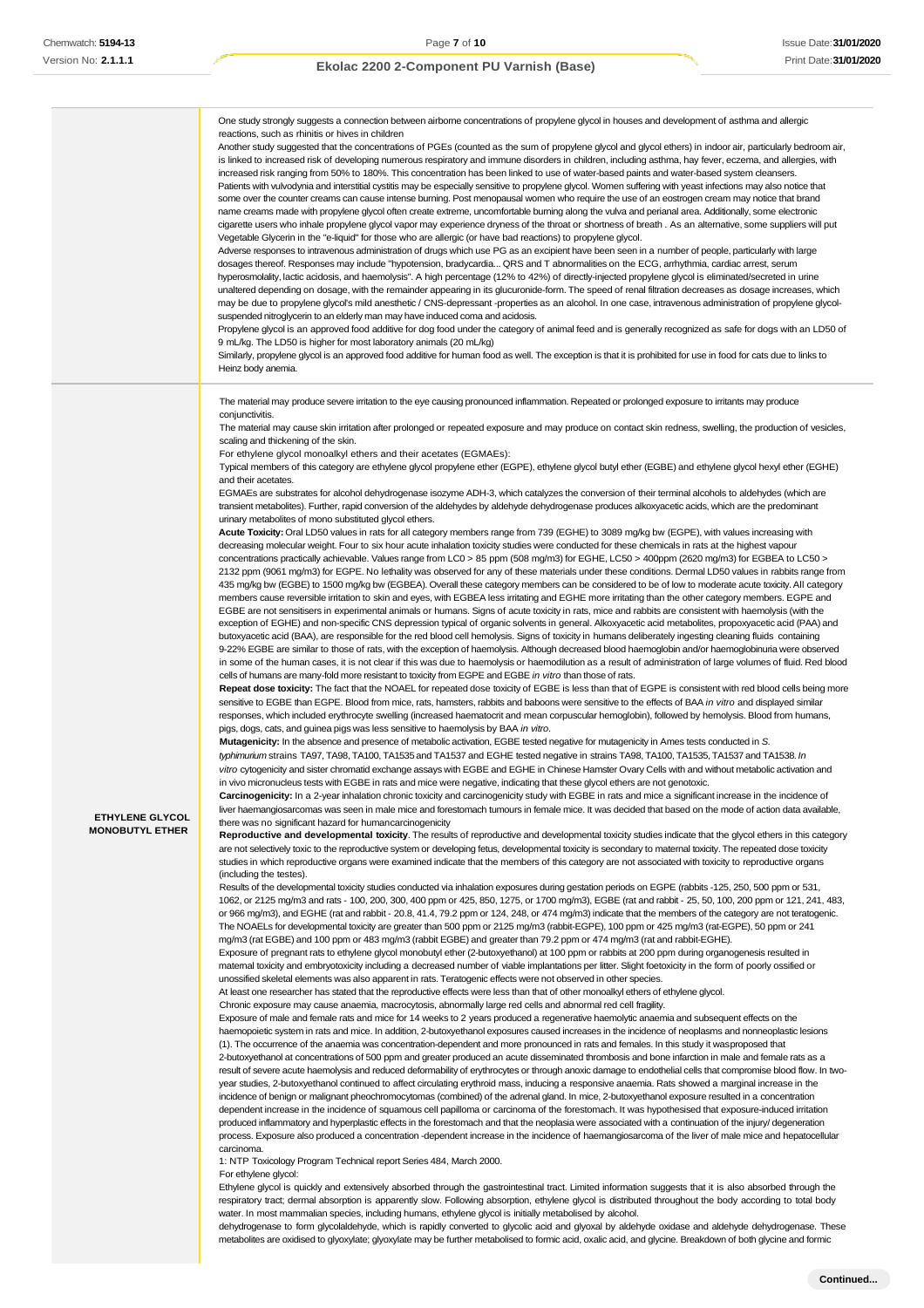| | |
|---|---|
| | One study strongly suggests a connection between airborne concentrations of propylene glycol in houses and development of asthma and allergic reactions, such as rhinitis or hives in children<br>Another study suggested that the concentrations of PGEs (counted as the sum of propylene glycol and glycol ethers) in indoor air, particularly bedroom air, is linked to increased risk of developing numerous respiratory and immune disorders in children, including asthma, hay fever, eczema, and allergies, with increased risk ranging from 50% to 180%. This concentration has been linked to use of water-based paints and water-based system cleansers.<br>Patients with vulvodynia and interstitial cystitis may be especially sensitive to propylene glycol. Women suffering with yeast infections may also notice that some over the counter creams can cause intense burning. Post menopausal women who require the use of an eostrogen cream may notice that brand name creams made with propylene glycol often create extreme, uncomfortable burning along the vulva and perianal area. Additionally, some electronic cigarette users who inhale propylene glycol vapor may experience dryness of the throat or shortness of breath . As an alternative, some suppliers will put Vegetable Glycerin in the "e-liquid" for those who are allergic (or have bad reactions) to propylene glycol.<br>Adverse responses to intravenous administration of drugs which use PG as an excipient have been seen in a number of people, particularly with large dosages thereof. Responses may include "hypotension, bradycardia... QRS and T abnormalities on the ECG, arrhythmia, cardiac arrest, serum hyperosmolality, lactic acidosis, and haemolysis". A high percentage (12% to 42%) of directly-injected propylene glycol is eliminated/secreted in urine unaltered depending on dosage, with the remainder appearing in its glucuronide-form. The speed of renal filtration decreases as dosage increases, which may be due to propylene glycol's mild anesthetic / CNS-depressant -properties as an alcohol. In one case, intravenous administration of propylene glycol-suspended nitroglycerin to an elderly man may have induced coma and acidosis.<br>Propylene glycol is an approved food additive for dog food under the category of animal feed and is generally recognized as safe for dogs with an LD50 of 9 mL/kg. The LD50 is higher for most laboratory animals (20 mL/kg)<br>Similarly, propylene glycol is an approved food additive for human food as well. The exception is that it is prohibited for use in food for cats due to links to Heinz body anemia. |
| **ETHYLENE GLYCOL MONOBUTYL ETHER** | The material may produce severe irritation to the eye causing pronounced inflammation. Repeated or prolonged exposure to irritants may produce conjunctivitis.<br>The material may cause skin irritation after prolonged or repeated exposure and may produce on contact skin redness, swelling, the production of vesicles, scaling and thickening of the skin.<br>For ethylene glycol monoalkyl ethers and their acetates (EGMAEs):<br>Typical members of this category are ethylene glycol propylene ether (EGPE), ethylene glycol butyl ether (EGBE) and ethylene glycol hexyl ether (EGHE) and their acetates.<br>EGMAEs are substrates for alcohol dehydrogenase isozyme ADH-3, which catalyzes the conversion of their terminal alcohols to aldehydes (which are transient metabolites). Further, rapid conversion of the aldehydes by aldehyde dehydrogenase produces alkoxyacetic acids, which are the predominant urinary metabolites of mono substituted glycol ethers.<br>**Acute Toxicity:** Oral LD50 values in rats for all category members range from 739 (EGHE) to 3089 mg/kg bw (EGPE), with values increasing with decreasing molecular weight. Four to six hour acute inhalation toxicity studies were conducted for these chemicals in rats at the highest vapour concentrations practically achievable. Values range from LC0 > 85 ppm (508 mg/m3) for EGHE, LC50 > 400ppm (2620 mg/m3) for EGBEA to LC50 > 2132 ppm (9061 mg/m3) for EGPE. No lethality was observed for any of these materials under these conditions. Dermal LD50 values in rabbits range from 435 mg/kg bw (EGBE) to 1500 mg/kg bw (EGBEA). Overall these category members can be considered to be of low to moderate acute toxicity. All category members cause reversible irritation to skin and eyes, with EGBEA less irritating and EGHE more irritating than the other category members. EGPE and EGBE are not sensitisers in experimental animals or humans. Signs of acute toxicity in rats, mice and rabbits are consistent with haemolysis (with the exception of EGHE) and non-specific CNS depression typical of organic solvents in general. Alkoxyacetic acid metabolites, propoxyacetic acid (PAA) and butoxyacetic acid (BAA), are responsible for the red blood cell hemolysis. Signs of toxicity in humans deliberately ingesting cleaning fluids containing 9-22% EGBE are similar to those of rats, with the exception of haemolysis. Although decreased blood haemoglobin and/or haemoglobinuria were observed in some of the human cases, it is not clear if this was due to haemolysis or haemodilution as a result of administration of large volumes of fluid. Red blood cells of humans are many-fold more resistant to toxicity from EGPE and EGBE *in vitro* than those of rats.<br>**Repeat dose toxicity:** The fact that the NOAEL for repeated dose toxicity of EGBE is less than that of EGPE is consistent with red blood cells being more sensitive to EGBE than EGPE. Blood from mice, rats, hamsters, rabbits and baboons were sensitive to the effects of BAA *in vitro* and displayed similar responses, which included erythrocyte swelling (increased haematocrit and mean corpuscular hemoglobin), followed by hemolysis. Blood from humans, pigs, dogs, cats, and guinea pigs was less sensitive to haemolysis by BAA *in vitro*.<br>**Mutagenicity:** In the absence and presence of metabolic activation, EGBE tested negative for mutagenicity in Ames tests conducted in *S. typhimurium* strains TA97, TA98, TA100, TA1535 and TA1537 and EGHE tested negative in strains TA98, TA100, TA1535, TA1537 and TA1538. *In vitro* cytogenicity and sister chromatid exchange assays with EGBE and EGHE in Chinese Hamster Ovary Cells with and without metabolic activation and in vivo micronucleus tests with EGBE in rats and mice were negative, indicating that these glycol ethers are not genotoxic.<br>**Carcinogenicity:** In a 2-year inhalation chronic toxicity and carcinogenicity study with EGBE in rats and mice a significant increase in the incidence of liver haemangiosarcomas was seen in male mice and forestomach tumours in female mice. It was decided that based on the mode of action data available, there was no significant hazard for humancarcinogenicity<br>**Reproductive and developmental toxicity**. The results of reproductive and developmental toxicity studies indicate that the glycol ethers in this category are not selectively toxic to the reproductive system or developing fetus, developmental toxicity is secondary to maternal toxicity. The repeated dose toxicity studies in which reproductive organs were examined indicate that the members of this category are not associated with toxicity to reproductive organs (including the testes).<br>Results of the developmental toxicity studies conducted via inhalation exposures during gestation periods on EGPE (rabbits -125, 250, 500 ppm or 531, 1062, or 2125 mg/m3 and rats - 100, 200, 300, 400 ppm or 425, 850, 1275, or 1700 mg/m3), EGBE (rat and rabbit - 25, 50, 100, 200 ppm or 121, 241, 483, or 966 mg/m3), and EGHE (rat and rabbit - 20.8, 41.4, 79.2 ppm or 124, 248, or 474 mg/m3) indicate that the members of the category are not teratogenic. The NOAELs for developmental toxicity are greater than 500 ppm or 2125 mg/m3 (rabbit-EGPE), 100 ppm or 425 mg/m3 (rat-EGPE), 50 ppm or 241 mg/m3 (rat EGBE) and 100 ppm or 483 mg/m3 (rabbit EGBE) and greater than 79.2 ppm or 474 mg/m3 (rat and rabbit-EGHE).<br>Exposure of pregnant rats to ethylene glycol monobutyl ether (2-butoxyethanol) at 100 ppm or rabbits at 200 ppm during organogenesis resulted in maternal toxicity and embryotoxicity including a decreased number of viable implantations per litter. Slight foetoxicity in the form of poorly ossified or unossified skeletal elements was also apparent in rats. Teratogenic effects were not observed in other species.<br>At least one researcher has stated that the reproductive effects were less than that of other monoalkyl ethers of ethylene glycol.<br>Chronic exposure may cause anaemia, macrocytosis, abnormally large red cells and abnormal red cell fragility.<br>Exposure of male and female rats and mice for 14 weeks to 2 years produced a regenerative haemolytic anaemia and subsequent effects on the haemopoietic system in rats and mice. In addition, 2-butoxyethanol exposures caused increases in the incidence of neoplasms and nonneoplastic lesions (1). The occurrence of the anaemia was concentration-dependent and more pronounced in rats and females. In this study it wasproposed that 2-butoxyethanol at concentrations of 500 ppm and greater produced an acute disseminated thrombosis and bone infarction in male and female rats as a result of severe acute haemolysis and reduced deformability of erythrocytes or through anoxic damage to endothelial cells that compromise blood flow. In two-year studies, 2-butoxyethanol continued to affect circulating erythroid mass, inducing a responsive anaemia. Rats showed a marginal increase in the incidence of benign or malignant pheochromocytomas (combined) of the adrenal gland. In mice, 2-butoxyethanol exposure resulted in a concentration dependent increase in the incidence of squamous cell papilloma or carcinoma of the forestomach. It was hypothesised that exposure-induced irritation produced inflammatory and hyperplastic effects in the forestomach and that the neoplasia were associated with a continuation of the injury/ degeneration process. Exposure also produced a concentration -dependent increase in the incidence of haemangiosarcoma of the liver of male mice and hepatocellular carcinoma.<br>1: NTP Toxicology Program Technical report Series 484, March 2000.<br>For ethylene glycol:<br>Ethylene glycol is quickly and extensively absorbed through the gastrointestinal tract. Limited information suggests that it is also absorbed through the respiratory tract; dermal absorption is apparently slow. Following absorption, ethylene glycol is distributed throughout the body according to total body water. In most mammalian species, including humans, ethylene glycol is initially metabolised by alcohol.<br>dehydrogenase to form glycolaldehyde, which is rapidly converted to glycolic acid and glyoxal by aldehyde oxidase and aldehyde dehydrogenase. These metabolites are oxidised to glyoxylate; glyoxylate may be further metabolised to formic acid, oxalic acid, and glycine. Breakdown of both glycine and formic |

**Continued...**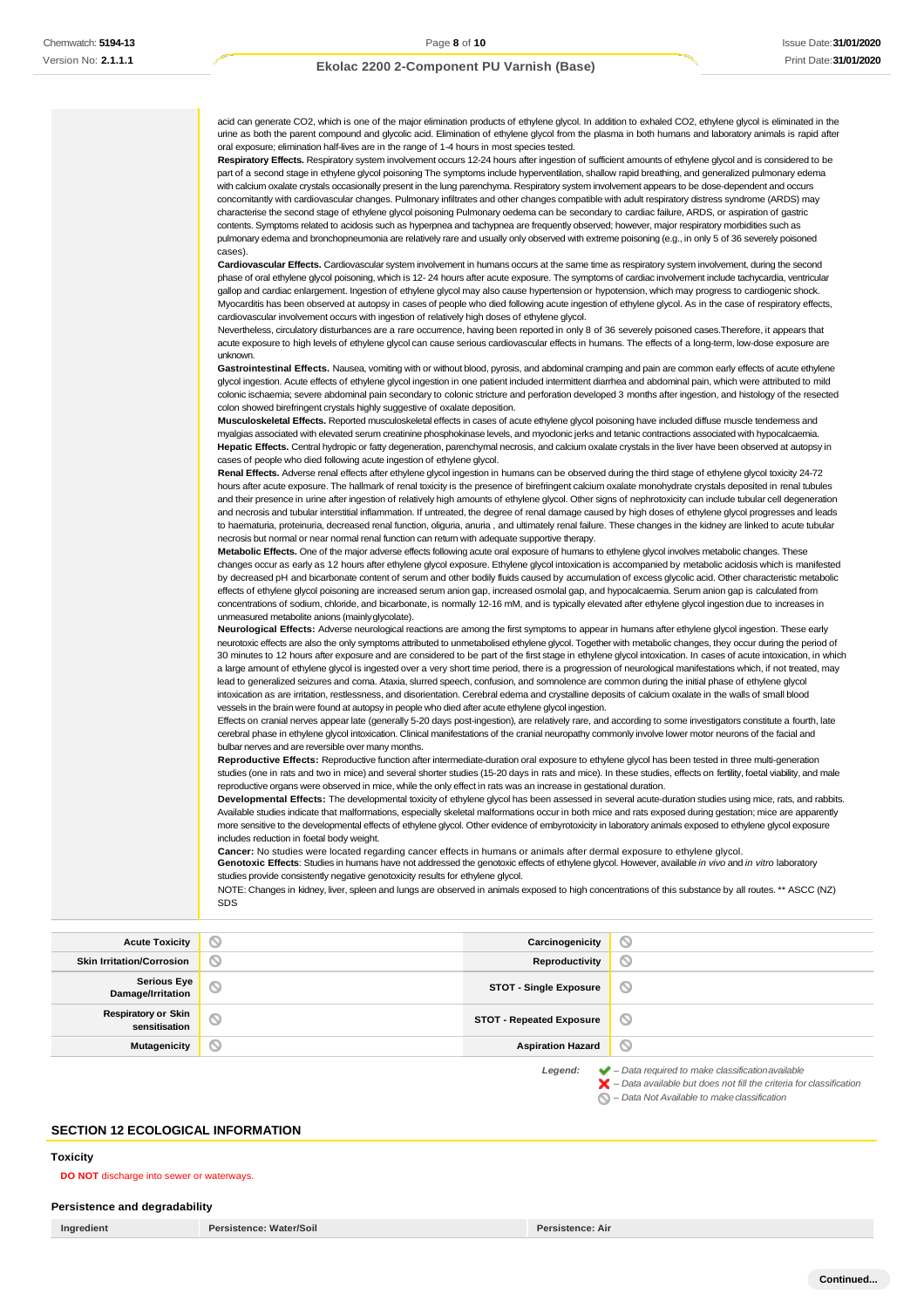acid can generate $CO_2$, which is one of the major elimination products of ethylene glycol. In addition to exhaled $CO_2$, ethylene glycol is eliminated in the urine as both the parent compound and glycolic acid. Elimination of ethylene glycol from the plasma in both humans and laboratory animals is rapid after oral exposure; elimination half-lives are in the range of 1-4 hours in most species tested.

**Respiratory Effects.** Respiratory system involvement occurs 12-24 hours after ingestion of sufficient amounts of ethylene glycol and is considered to be part of a second stage in ethylene glycol poisoning The symptoms include hyperventilation, shallow rapid breathing, and generalized pulmonary edema with calcium oxalate crystals occasionally present in the lung parenchyma. Respiratory system involvement appears to be dose-dependent and occurs concomitantly with cardiovascular changes. Pulmonary infiltrates and other changes compatible with adult respiratory distress syndrome (ARDS) may characterise the second stage of ethylene glycol poisoning Pulmonary oedema can be secondary to cardiac failure, ARDS, or aspiration of gastric contents. Symptoms related to acidosis such as hyperpnea and tachypnea are frequently observed; however, major respiratory morbidities such as pulmonary edema and bronchopneumonia are relatively rare and usually only observed with extreme poisoning (e.g., in only 5 of 36 severely poisoned cases).

**Cardiovascular Effects.** Cardiovascular system involvement in humans occurs at the same time as respiratory system involvement, during the second phase of oral ethylene glycol poisoning, which is 12- 24 hours after acute exposure. The symptoms of cardiac involvement include tachycardia, ventricular gallop and cardiac enlargement. Ingestion of ethylene glycol may also cause hypertension or hypotension, which may progress to cardiogenic shock. Myocarditis has been observed at autopsy in cases of people who died following acute ingestion of ethylene glycol. As in the case of respiratory effects, cardiovascular involvement occurs with ingestion of relatively high doses of ethylene glycol.

Nevertheless, circulatory disturbances are a rare occurrence, having been reported in only 8 of 36 severely poisoned cases.Therefore, it appears that acute exposure to high levels of ethylene glycol can cause serious cardiovascular effects in humans. The effects of a long-term, low-dose exposure are unknown.

**Gastrointestinal Effects.** Nausea, vomiting with or without blood, pyrosis, and abdominal cramping and pain are common early effects of acute ethylene glycol ingestion. Acute effects of ethylene glycol ingestion in one patient included intermittent diarrhea and abdominal pain, which were attributed to mild colonic ischaemia; severe abdominal pain secondary to colonic stricture and perforation developed 3 months after ingestion, and histology of the resected colon showed birefringent crystals highly suggestive of oxalate deposition.

**Musculoskeletal Effects.** Reported musculoskeletal effects in cases of acute ethylene glycol poisoning have included diffuse muscle tenderness and myalgias associated with elevated serum creatinine phosphokinase levels, and myoclonic jerks and tetanic contractions associated with hypocalcaemia.

**Hepatic Effects.** Central hydropic or fatty degeneration, parenchymal necrosis, and calcium oxalate crystals in the liver have been observed at autopsy in cases of people who died following acute ingestion of ethylene glycol.

**Renal Effects.** Adverse renal effects after ethylene glycol ingestion in humans can be observed during the third stage of ethylene glycol toxicity 24-72 hours after acute exposure. The hallmark of renal toxicity is the presence of birefringent calcium oxalate monohydrate crystals deposited in renal tubules and their presence in urine after ingestion of relatively high amounts of ethylene glycol. Other signs of nephrotoxicity can include tubular cell degeneration and necrosis and tubular interstitial inflammation. If untreated, the degree of renal damage caused by high doses of ethylene glycol progresses and leads to haematuria, proteinuria, decreased renal function, oliguria, anuria , and ultimately renal failure. These changes in the kidney are linked to acute tubular necrosis but normal or near normal renal function can return with adequate supportive therapy.

**Metabolic Effects.** One of the major adverse effects following acute oral exposure of humans to ethylene glycol involves metabolic changes. These changes occur as early as 12 hours after ethylene glycol exposure. Ethylene glycol intoxication is accompanied by metabolic acidosis which is manifested by decreased pH and bicarbonate content of serum and other bodily fluids caused by accumulation of excess glycolic acid. Other characteristic metabolic effects of ethylene glycol poisoning are increased serum anion gap, increased osmolal gap, and hypocalcaemia. Serum anion gap is calculated from concentrations of sodium, chloride, and bicarbonate, is normally 12-16 mM, and is typically elevated after ethylene glycol ingestion due to increases in unmeasured metabolite anions (mainly glycolate).

**Neurological Effects:** Adverse neurological reactions are among the first symptoms to appear in humans after ethylene glycol ingestion. These early neurotoxic effects are also the only symptoms attributed to unmetabolised ethylene glycol. Together with metabolic changes, they occur during the period of 30 minutes to 12 hours after exposure and are considered to be part of the first stage in ethylene glycol intoxication. In cases of acute intoxication, in which a large amount of ethylene glycol is ingested over a very short time period, there is a progression of neurological manifestations which, if not treated, may lead to generalized seizures and coma. Ataxia, slurred speech, confusion, and somnolence are common during the initial phase of ethylene glycol intoxication as are irritation, restlessness, and disorientation. Cerebral edema and crystalline deposits of calcium oxalate in the walls of small blood vessels in the brain were found at autopsy in people who died after acute ethylene glycol ingestion.

Effects on cranial nerves appear late (generally 5-20 days post-ingestion), are relatively rare, and according to some investigators constitute a fourth, late cerebral phase in ethylene glycol intoxication. Clinical manifestations of the cranial neuropathy commonly involve lower motor neurons of the facial and bulbar nerves and are reversible over many months.

**Reproductive Effects:** Reproductive function after intermediate-duration oral exposure to ethylene glycol has been tested in three multi-generation studies (one in rats and two in mice) and several shorter studies (15-20 days in rats and mice). In these studies, effects on fertility, foetal viability, and male reproductive organs were observed in mice, while the only effect in rats was an increase in gestational duration.

**Developmental Effects:** The developmental toxicity of ethylene glycol has been assessed in several acute-duration studies using mice, rats, and rabbits. Available studies indicate that malformations, especially skeletal malformations occur in both mice and rats exposed during gestation; mice are apparently more sensitive to the developmental effects of ethylene glycol. Other evidence of embyrotoxicity in laboratory animals exposed to ethylene glycol exposure includes reduction in foetal body weight.

**Cancer:** No studies were located regarding cancer effects in humans or animals after dermal exposure to ethylene glycol.

**Genotoxic Effects**: Studies in humans have not addressed the genotoxic effects of ethylene glycol. However, available *in vivo* and *in vitro* laboratory studies provide consistently negative genotoxicity results for ethylene glycol.

NOTE: Changes in kidney, liver, spleen and lungs are observed in animals exposed to high concentrations of this substance by all routes. ** ASCC (NZ) SDS

| | | | |
|---|---|---|---|
| **Acute Toxicity** | ⃠ | **Carcinogenicity** | ⃠ |
| **Skin Irritation/Corrosion** | ⃠ | **Reproductivity** | ⃠ |
| **Serious Eye Damage/Irritation** | ⃠ | **STOT - Single Exposure** | ⃠ |
| **Respiratory or Skin sensitisation** | ⃠ | **STOT - Repeated Exposure** | ⃠ |
| **Mutagenicity** | ⃠ | **Aspiration Hazard** | ⃠ |

*Legend:*
✔ – *Data required to make classification available*
✘ – *Data available but does not fill the criteria for classification*
⃠ – *Data Not Available to make classification*

## SECTION 12 ECOLOGICAL INFORMATION

### Toxicity

**DO NOT** discharge into sewer or waterways.

### Persistence and degradability

| Ingredient | Persistence: Water/Soil | Persistence: Air |
|---|---|---|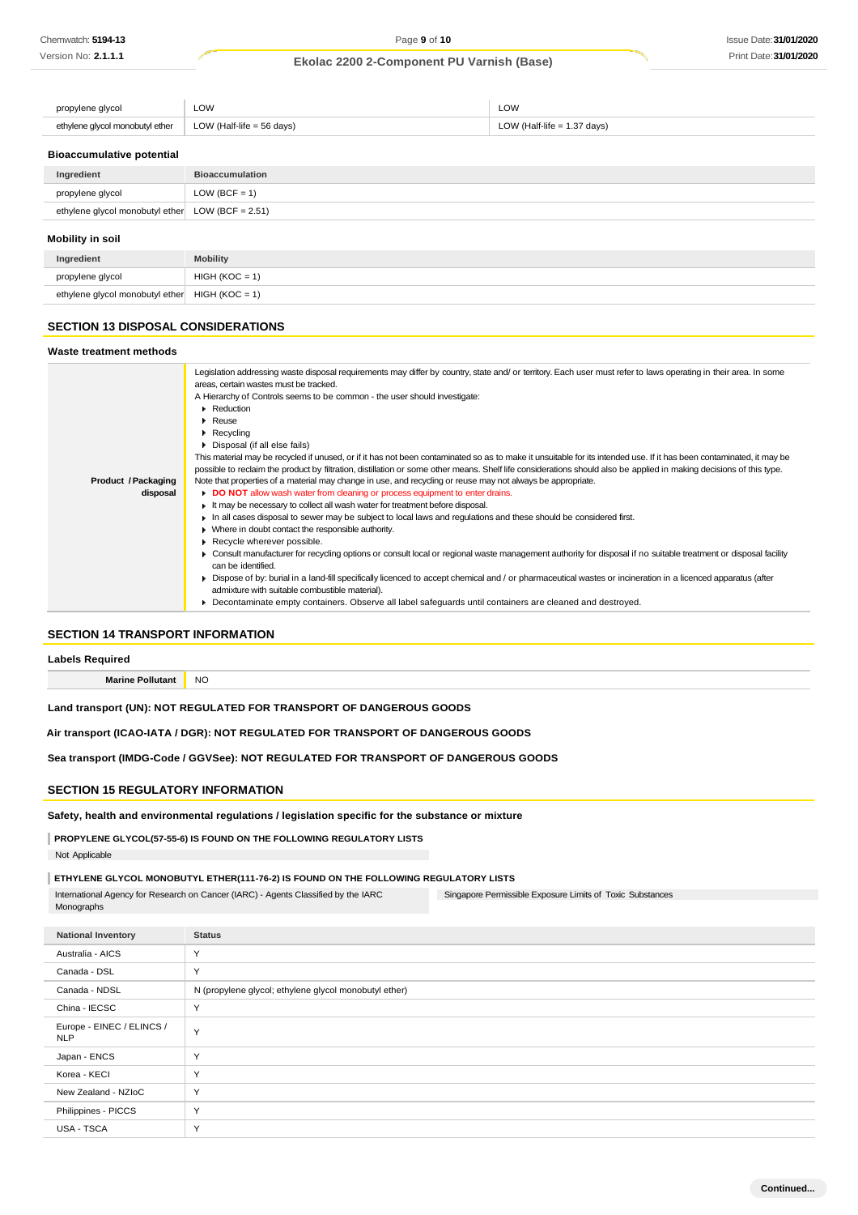| | | |
|---|---|---|
| propylene glycol | LOW | LOW |
| ethylene glycol monobutyl ether | LOW (Half-life = 56 days) | LOW (Half-life = 1.37 days) |

### Bioaccumulative potential

| Ingredient | Bioaccumulation |
|---|---|
| propylene glycol | LOW (BCF = 1) |
| ethylene glycol monobutyl ether | LOW (BCF = 2.51) |

### Mobility in soil

| Ingredient | Mobility |
|---|---|
| propylene glycol | HIGH (KOC = 1) |
| ethylene glycol monobutyl ether | HIGH (KOC = 1) |

## SECTION 13 DISPOSAL CONSIDERATIONS

### Waste treatment methods

| | |
|---|---|
| **Product / Packaging disposal** | Legislation addressing waste disposal requirements may differ by country, state and/ or territory. Each user must refer to laws operating in their area. In some areas, certain wastes must be tracked.<br>A Hierarchy of Controls seems to be common - the user should investigate:<br>▸ Reduction<br>▸ Reuse<br>▸ Recycling<br>▸ Disposal (if all else fails)<br>This material may be recycled if unused, or if it has not been contaminated so as to make it unsuitable for its intended use. If it has been contaminated, it may be possible to reclaim the product by filtration, distillation or some other means. Shelf life considerations should also be applied in making decisions of this type. Note that properties of a material may change in use, and recycling or reuse may not always be appropriate.<br>▸ **DO NOT** allow wash water from cleaning or process equipment to enter drains.<br>▸ It may be necessary to collect all wash water for treatment before disposal.<br>▸ In all cases disposal to sewer may be subject to local laws and regulations and these should be considered first.<br>▸ Where in doubt contact the responsible authority.<br>▸ Recycle wherever possible.<br>▸ Consult manufacturer for recycling options or consult local or regional waste management authority for disposal if no suitable treatment or disposal facility can be identified.<br>▸ Dispose of by: burial in a land-fill specifically licenced to accept chemical and / or pharmaceutical wastes or incineration in a licenced apparatus (after admixture with suitable combustible material).<br>▸ Decontaminate empty containers. Observe all label safeguards until containers are cleaned and destroyed. |

## SECTION 14 TRANSPORT INFORMATION

### Labels Required

| | |
|---|---|
| **Marine Pollutant** | NO |

**Land transport (UN): NOT REGULATED FOR TRANSPORT OF DANGEROUS GOODS**

**Air transport (ICAO-IATA / DGR): NOT REGULATED FOR TRANSPORT OF DANGEROUS GOODS**

**Sea transport (IMDG-Code / GGVSee): NOT REGULATED FOR TRANSPORT OF DANGEROUS GOODS**

## SECTION 15 REGULATORY INFORMATION

### Safety, health and environmental regulations / legislation specific for the substance or mixture

**PROPYLENE GLYCOL(57-55-6) IS FOUND ON THE FOLLOWING REGULATORY LISTS**

Not Applicable

**ETHYLENE GLYCOL MONOBUTYL ETHER(111-76-2) IS FOUND ON THE FOLLOWING REGULATORY LISTS**

| | |
|---|---|
| International Agency for Research on Cancer (IARC) - Agents Classified by the IARC Monographs | Singapore Permissible Exposure Limits of Toxic Substances |

| National Inventory | Status |
|---|---|
| Australia - AICS | Y |
| Canada - DSL | Y |
| Canada - NDSL | N (propylene glycol; ethylene glycol monobutyl ether) |
| China - IECSC | Y |
| Europe - EINEC / ELINCS / NLP | Y |
| Japan - ENCS | Y |
| Korea - KECI | Y |
| New Zealand - NZIoC | Y |
| Philippines - PICCS | Y |
| USA - TSCA | Y |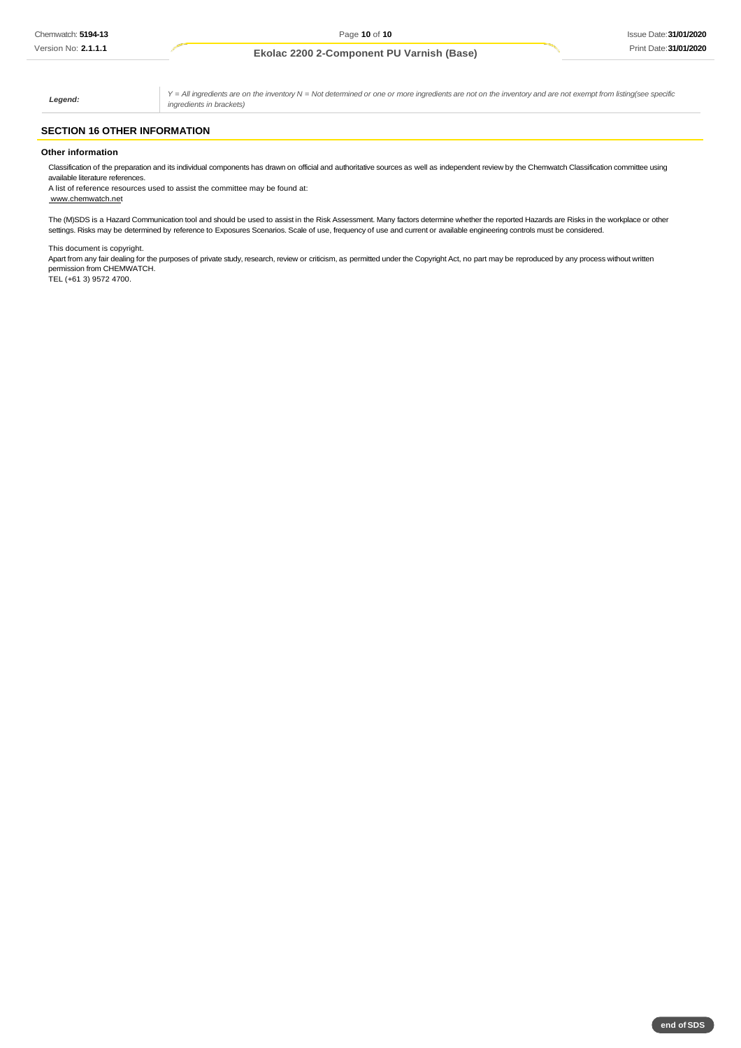| | |
|---|---|
| ***Legend:*** | *Y = All ingredients are on the inventory N = Not determined or one or more ingredients are not on the inventory and are not exempt from listing(see specific ingredients in brackets)* |

## SECTION 16 OTHER INFORMATION

### Other information

Classification of the preparation and its individual components has drawn on official and authoritative sources as well as independent review by the Chemwatch Classification committee using available literature references.

A list of reference resources used to assist the committee may be found at:

www.chemwatch.net

The (M)SDS is a Hazard Communication tool and should be used to assist in the Risk Assessment. Many factors determine whether the reported Hazards are Risks in the workplace or other settings. Risks may be determined by reference to Exposures Scenarios. Scale of use, frequency of use and current or available engineering controls must be considered.

This document is copyright.

Apart from any fair dealing for the purposes of private study, research, review or criticism, as permitted under the Copyright Act, no part may be reproduced by any process without written permission from CHEMWATCH.

TEL (+61 3) 9572 4700.

**end of SDS**